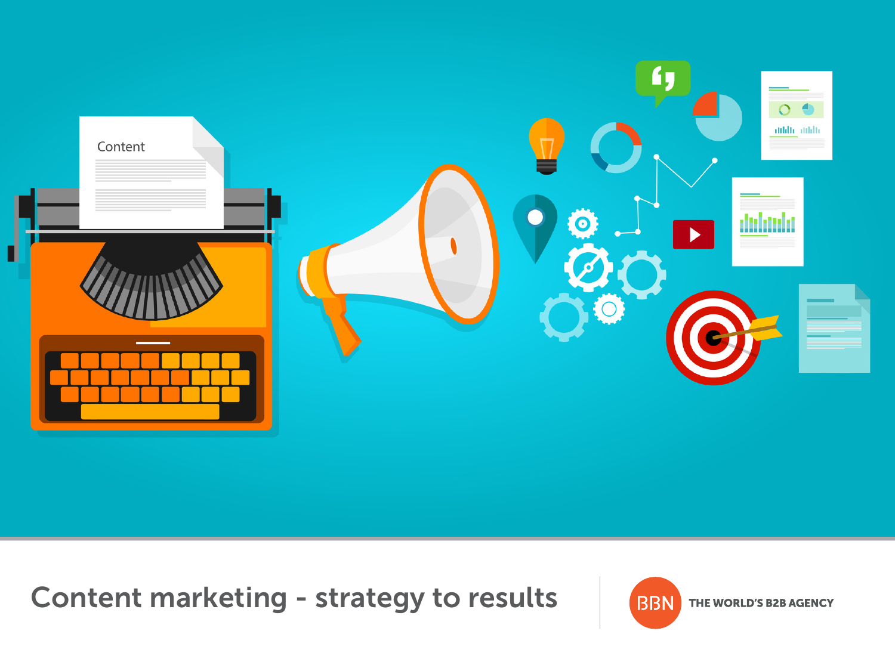# Content marketing - strategy to results

BBN THE WORLD'S B2B AGENCY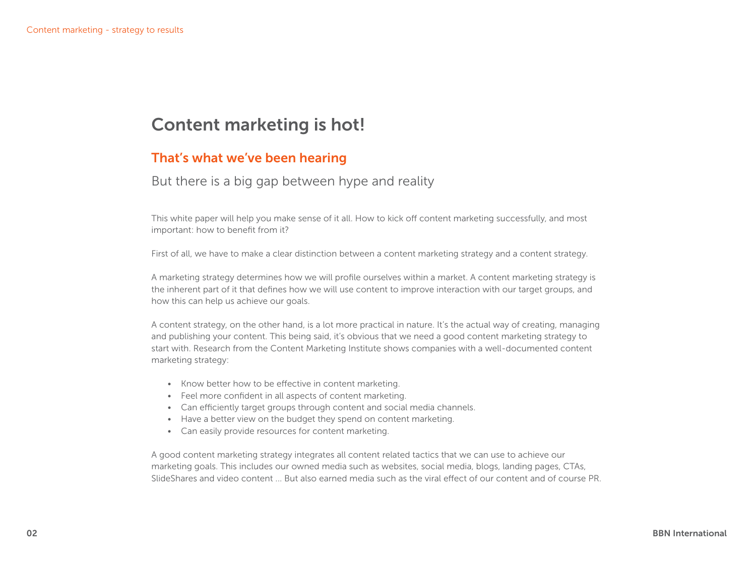# Content marketing is hot!

## That's what we've been hearing

### But there is a big gap between hype and reality

This white paper will help you make sense of it all. How to kick off content marketing successfully, and most important: how to benefit from it?

First of all, we have to make a clear distinction between a content marketing strategy and a content strategy.

A marketing strategy determines how we will profile ourselves within a market. A content marketing strategy is the inherent part of it that defines how we will use content to improve interaction with our target groups, and how this can help us achieve our goals.

A content strategy, on the other hand, is a lot more practical in nature. It's the actual way of creating, managing and publishing your content. This being said, it's obvious that we need a good content marketing strategy to start with. Research from the Content Marketing Institute shows companies with a well-documented content marketing strategy:

- Know better how to be effective in content marketing.
- Feel more confident in all aspects of content marketing.
- Can efficiently target groups through content and social media channels.
- Have a better view on the budget they spend on content marketing.
- Can easily provide resources for content marketing.

A good content marketing strategy integrates all content related tactics that we can use to achieve our marketing goals. This includes our owned media such as websites, social media, blogs, landing pages, CTAs, SlideShares and video content ... But also earned media such as the viral effect of our content and of course PR.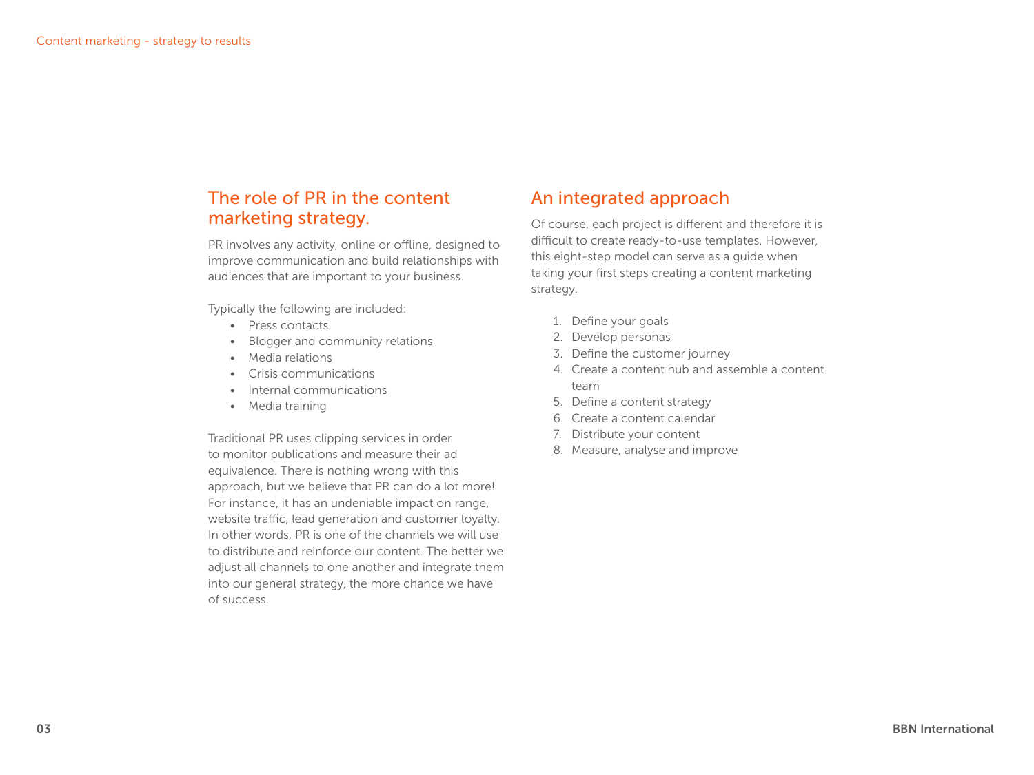## The role of PR in the content marketing strategy.

PR involves any activity, online or offline, designed to improve communication and build relationships with audiences that are important to your business.

Typically the following are included:

- Press contacts
- Blogger and community relations
- Media relations
- Crisis communications
- Internal communications
- Media training

Traditional PR uses clipping services in order to monitor publications and measure their ad equivalence. There is nothing wrong with this approach, but we believe that PR can do a lot more! For instance, it has an undeniable impact on range, website traffic, lead generation and customer loyalty. In other words, PR is one of the channels we will use to distribute and reinforce our content. The better we adjust all channels to one another and integrate them into our general strategy, the more chance we have of success.

## An integrated approach

Of course, each project is different and therefore it is difficult to create ready-to-use templates. However, this eight-step model can serve as a guide when taking your first steps creating a content marketing strategy.

1. Define your goals
2. Develop personas
3. Define the customer journey
4. Create a content hub and assemble a content team
5. Define a content strategy
6. Create a content calendar
7. Distribute your content
8. Measure, analyse and improve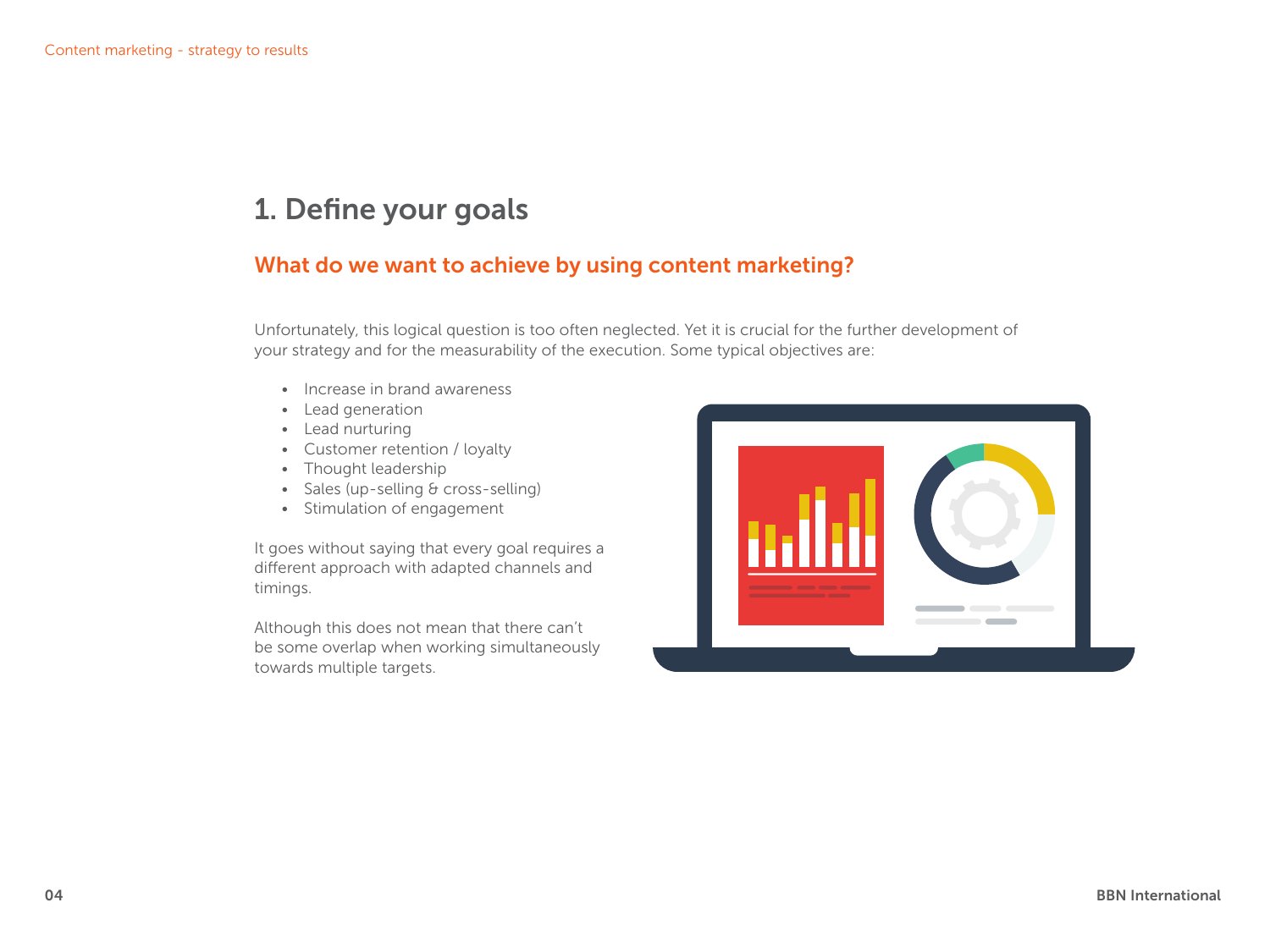# 1. Define your goals

## What do we want to achieve by using content marketing?

Unfortunately, this logical question is too often neglected. Yet it is crucial for the further development of your strategy and for the measurability of the execution. Some typical objectives are:

- Increase in brand awareness
- Lead generation
- Lead nurturing
- Customer retention / loyalty
- Thought leadership
- Sales (up-selling & cross-selling)
- Stimulation of engagement

It goes without saying that every goal requires a different approach with adapted channels and timings.

Although this does not mean that there can't be some overlap when working simultaneously towards multiple targets.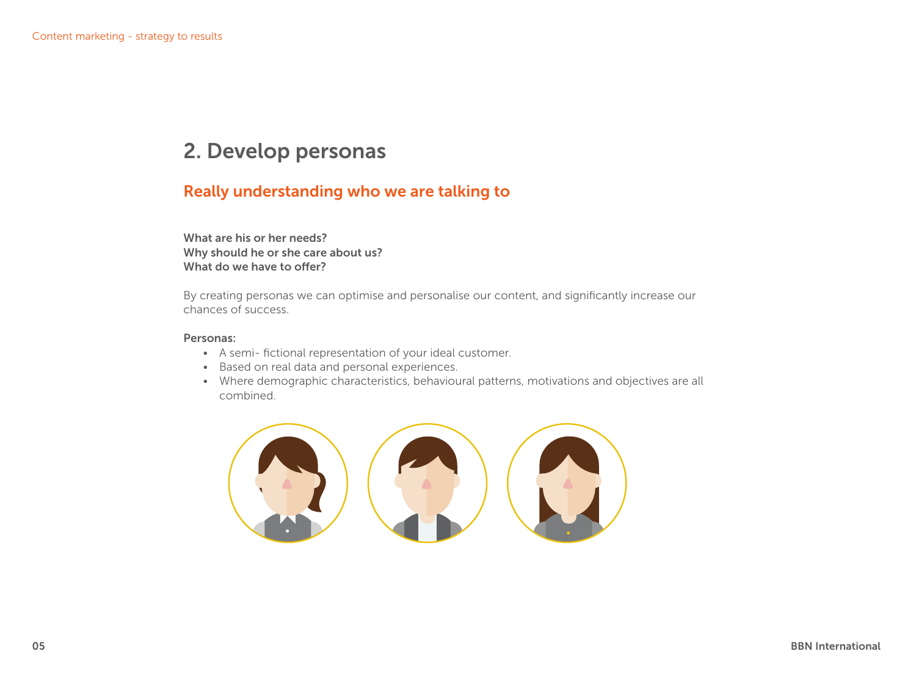## 2. Develop personas

### Really understanding who we are talking to

**What are his or her needs?**
**Why should he or she care about us?**
**What do we have to offer?**

By creating personas we can optimise and personalise our content, and significantly increase our chances of success.

**Personas:**

- A semi- fictional representation of your ideal customer.
- Based on real data and personal experiences.
- Where demographic characteristics, behavioural patterns, motivations and objectives are all combined.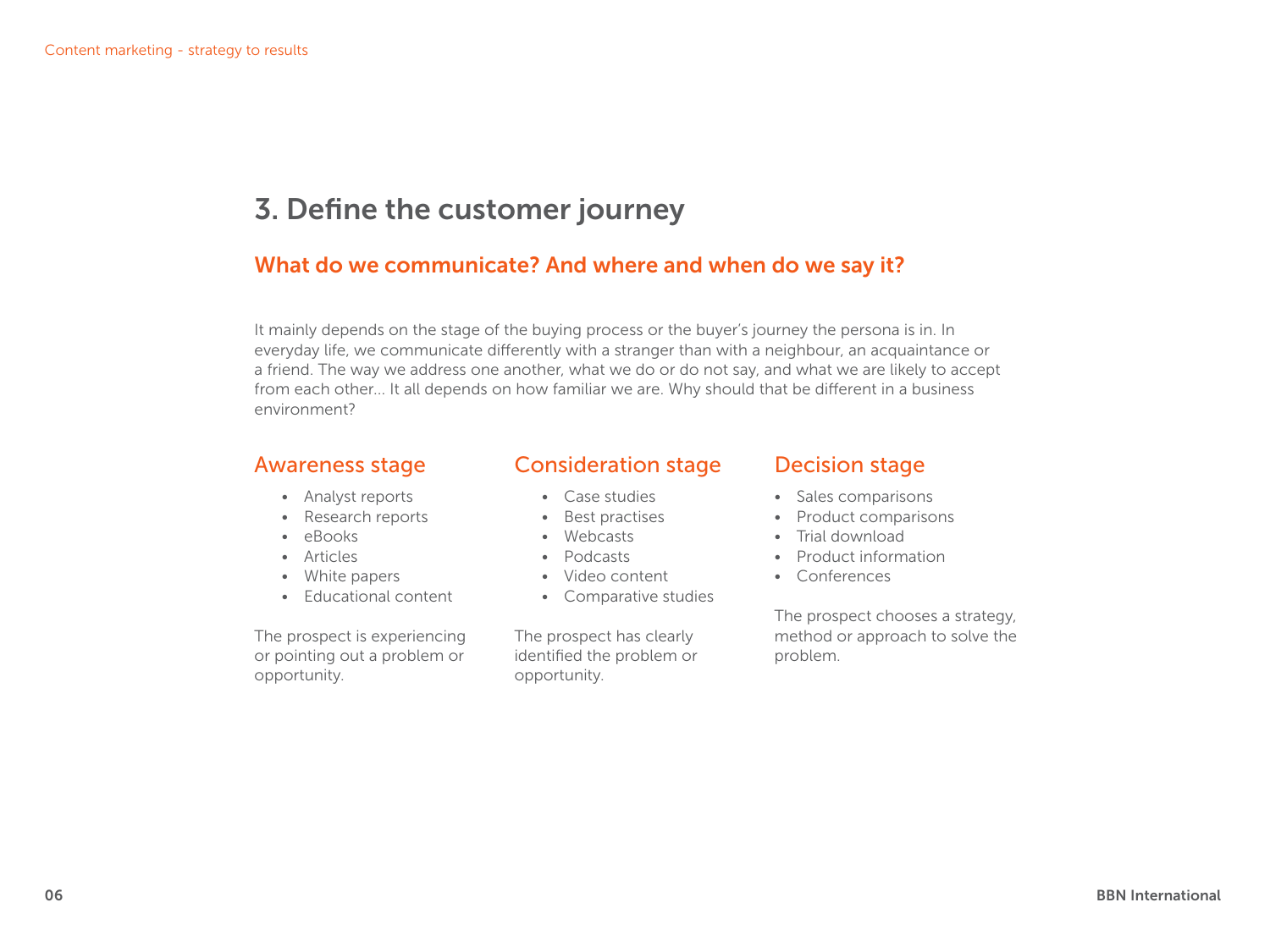## 3. Define the customer journey

### What do we communicate? And where and when do we say it?

It mainly depends on the stage of the buying process or the buyer's journey the persona is in. In everyday life, we communicate differently with a stranger than with a neighbour, an acquaintance or a friend. The way we address one another, what we do or do not say, and what we are likely to accept from each other... It all depends on how familiar we are. Why should that be different in a business environment?

### Awareness stage

- Analyst reports
- Research reports
- eBooks
- Articles
- White papers
- Educational content

The prospect is experiencing or pointing out a problem or opportunity.

### Consideration stage

- Case studies
- Best practises
- Webcasts
- Podcasts
- Video content
- Comparative studies

The prospect has clearly identified the problem or opportunity.

### Decision stage

- Sales comparisons
- Product comparisons
- Trial download
- Product information
- Conferences

The prospect chooses a strategy, method or approach to solve the problem.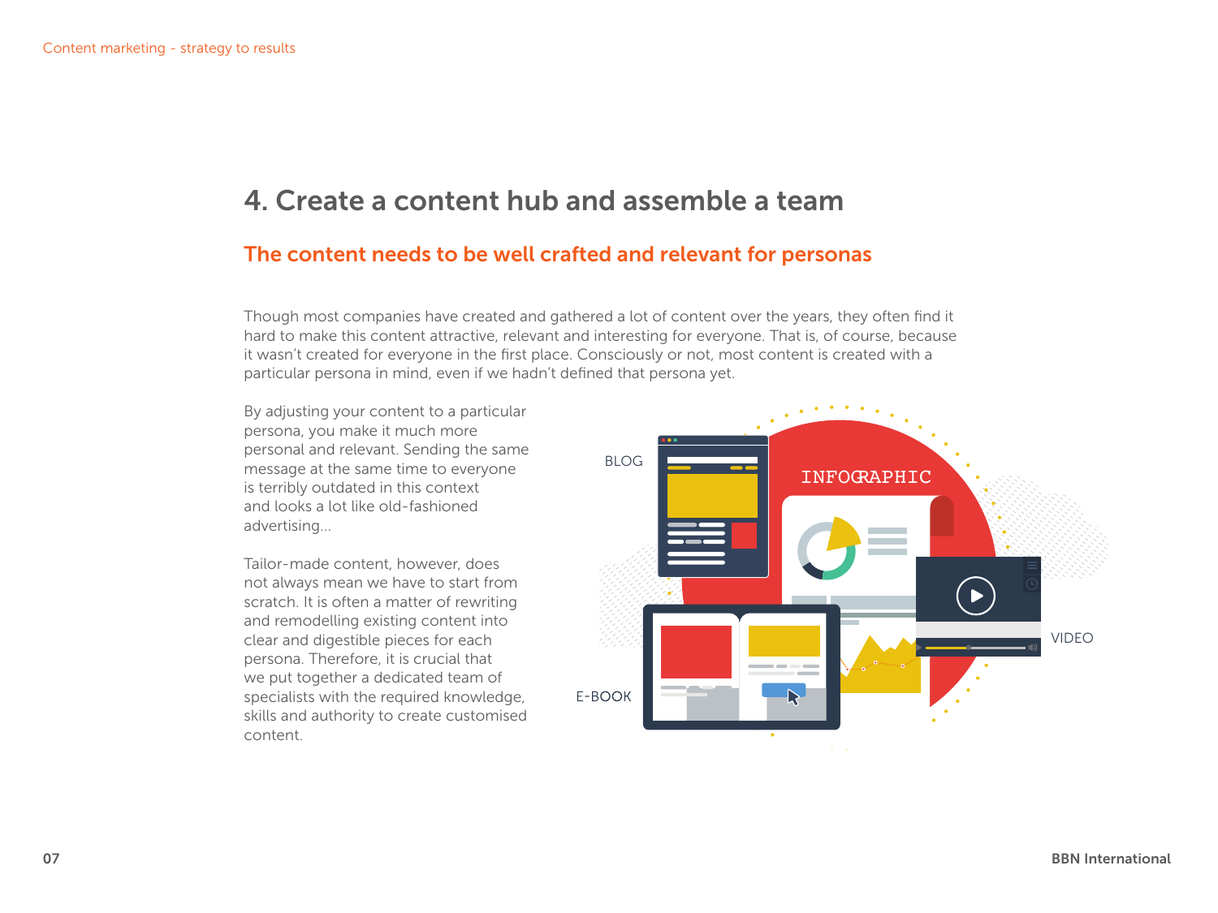## 4. Create a content hub and assemble a team

### The content needs to be well crafted and relevant for personas

Though most companies have created and gathered a lot of content over the years, they often find it hard to make this content attractive, relevant and interesting for everyone. That is, of course, because it wasn't created for everyone in the first place. Consciously or not, most content is created with a particular persona in mind, even if we hadn't defined that persona yet.

By adjusting your content to a particular persona, you make it much more personal and relevant. Sending the same message at the same time to everyone is terribly outdated in this context and looks a lot like old-fashioned advertising...

Tailor-made content, however, does not always mean we have to start from scratch. It is often a matter of rewriting and remodelling existing content into clear and digestible pieces for each persona. Therefore, it is crucial that we put together a dedicated team of specialists with the required knowledge, skills and authority to create customised content.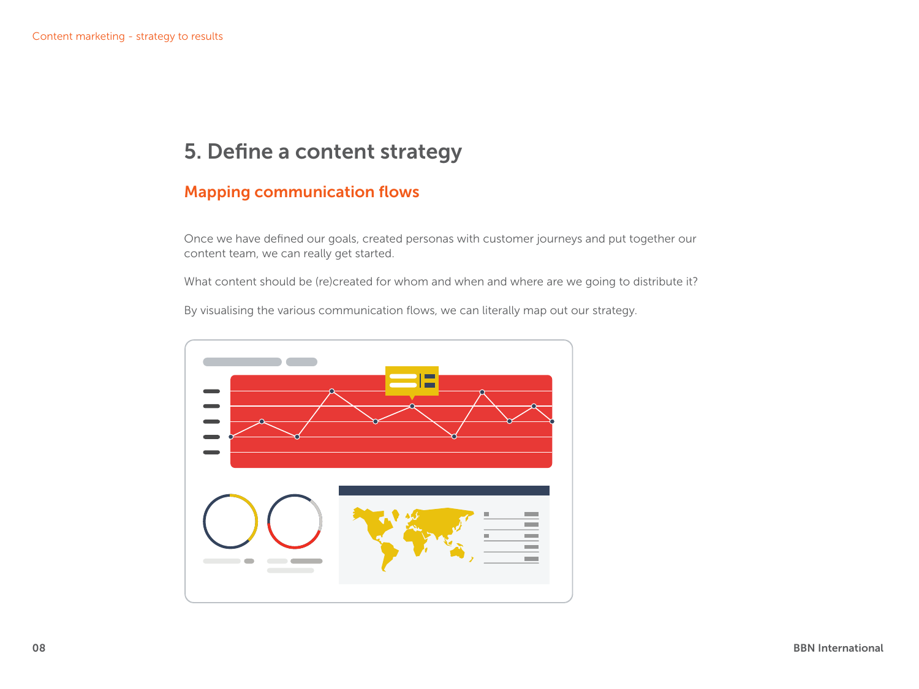# 5. Define a content strategy

## Mapping communication flows

Once we have defined our goals, created personas with customer journeys and put together our content team, we can really get started.

What content should be (re)created for whom and when and where are we going to distribute it?

By visualising the various communication flows, we can literally map out our strategy.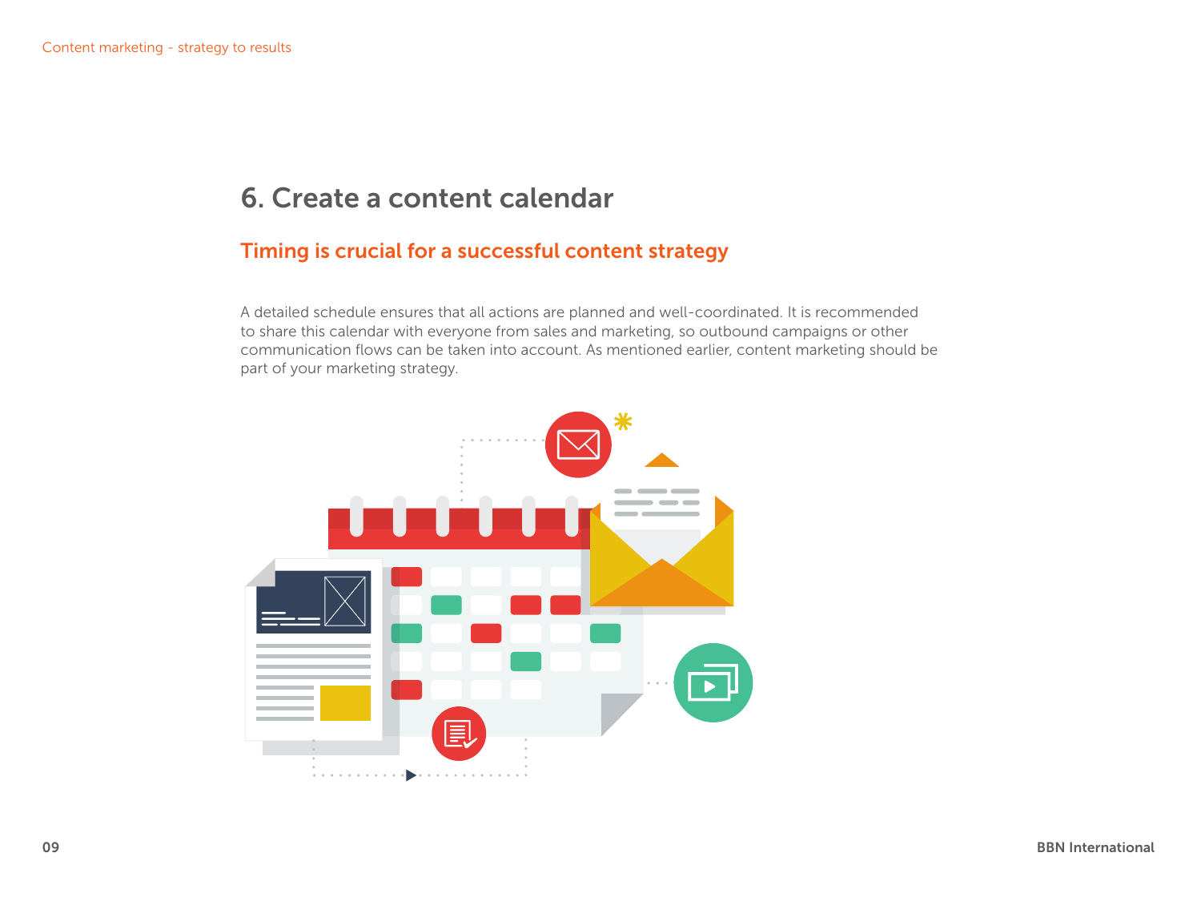## 6. Create a content calendar

### Timing is crucial for a successful content strategy

A detailed schedule ensures that all actions are planned and well-coordinated. It is recommended to share this calendar with everyone from sales and marketing, so outbound campaigns or other communication flows can be taken into account. As mentioned earlier, content marketing should be part of your marketing strategy.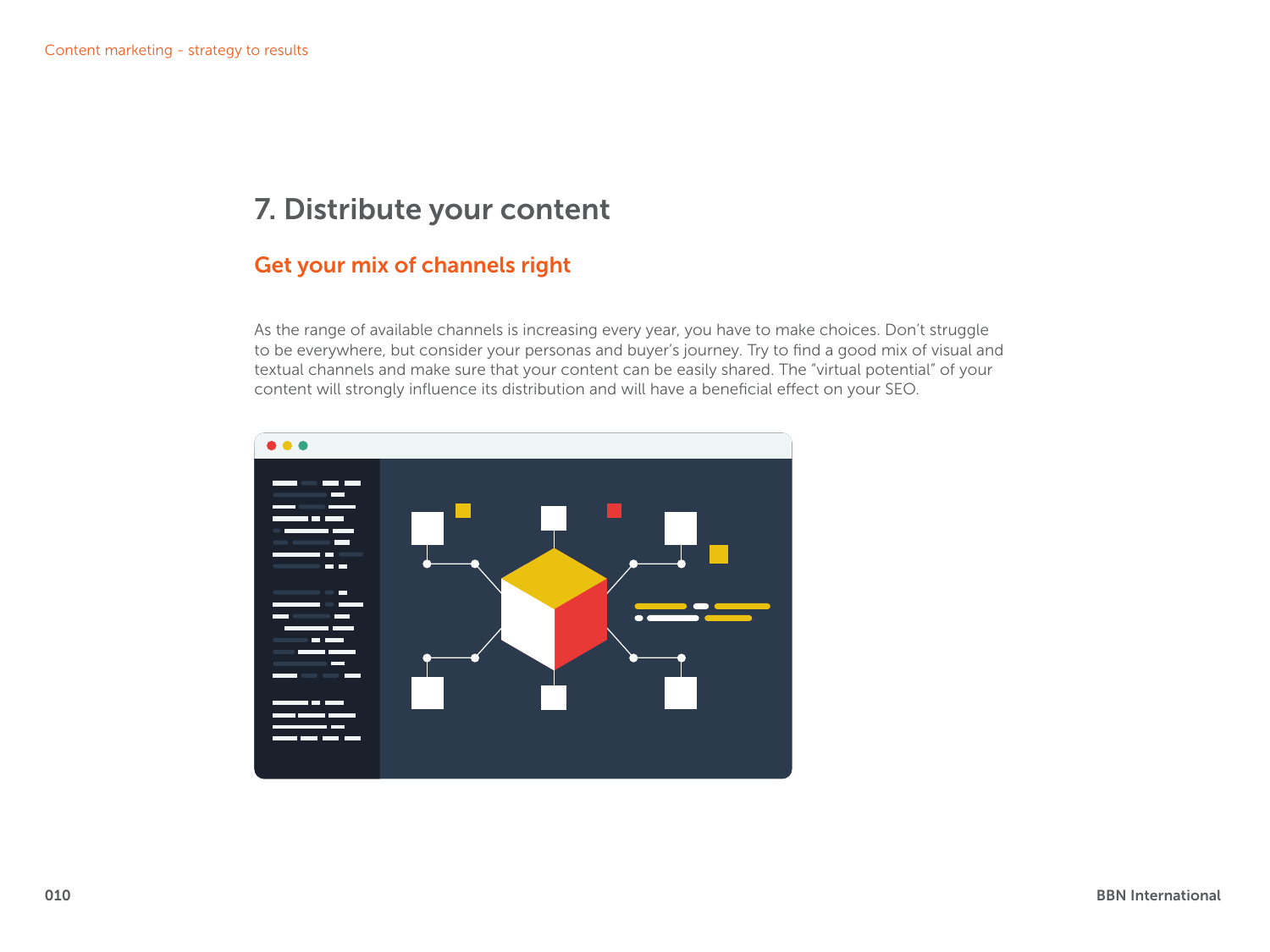# 7. Distribute your content

## Get your mix of channels right

As the range of available channels is increasing every year, you have to make choices. Don't struggle to be everywhere, but consider your personas and buyer's journey. Try to find a good mix of visual and textual channels and make sure that your content can be easily shared. The "virtual potential" of your content will strongly influence its distribution and will have a beneficial effect on your SEO.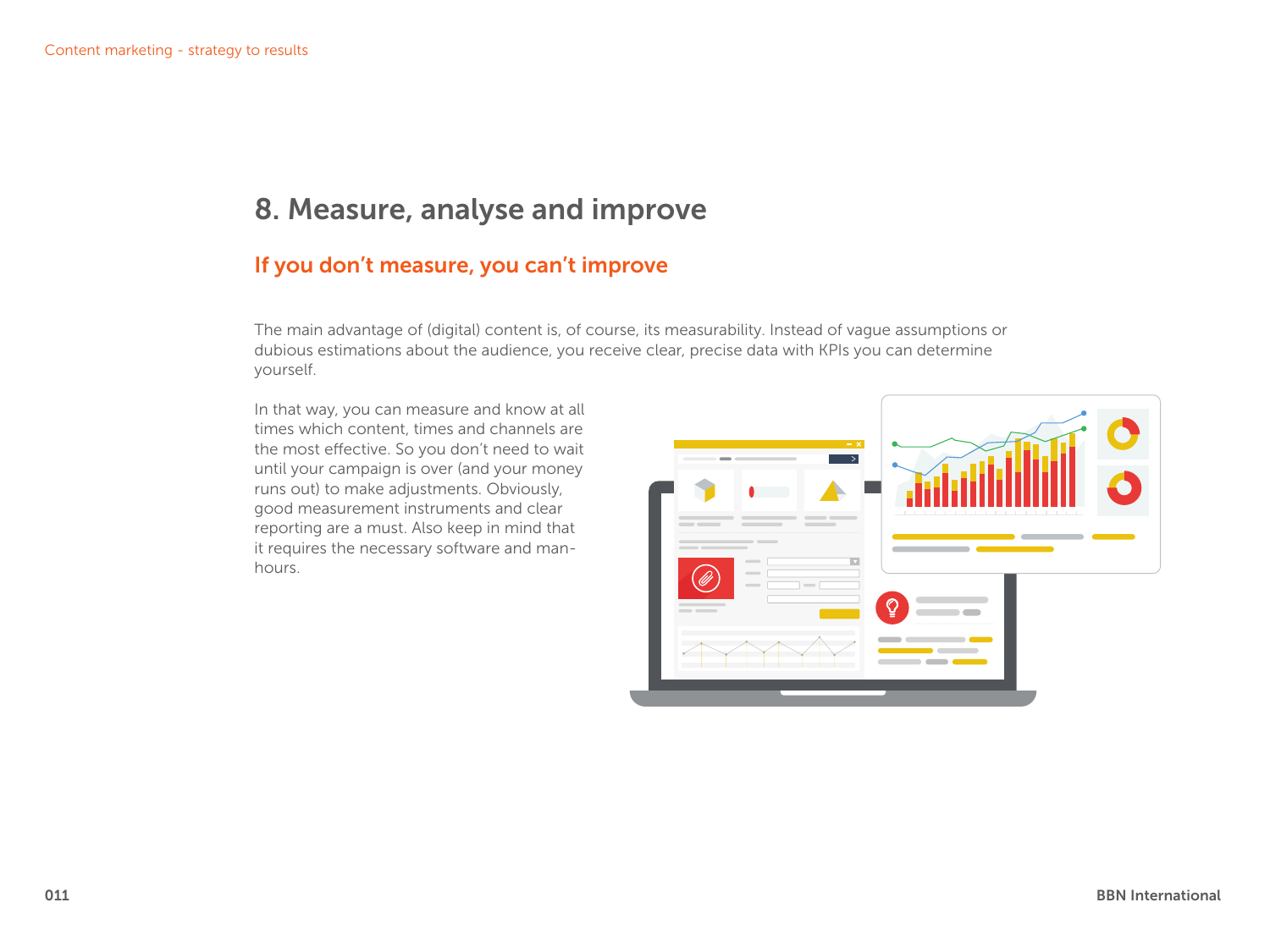## 8. Measure, analyse and improve

### If you don't measure, you can't improve

The main advantage of (digital) content is, of course, its measurability. Instead of vague assumptions or dubious estimations about the audience, you receive clear, precise data with KPIs you can determine yourself.

In that way, you can measure and know at all times which content, times and channels are the most effective. So you don't need to wait until your campaign is over (and your money runs out) to make adjustments. Obviously, good measurement instruments and clear reporting are a must. Also keep in mind that it requires the necessary software and man-hours.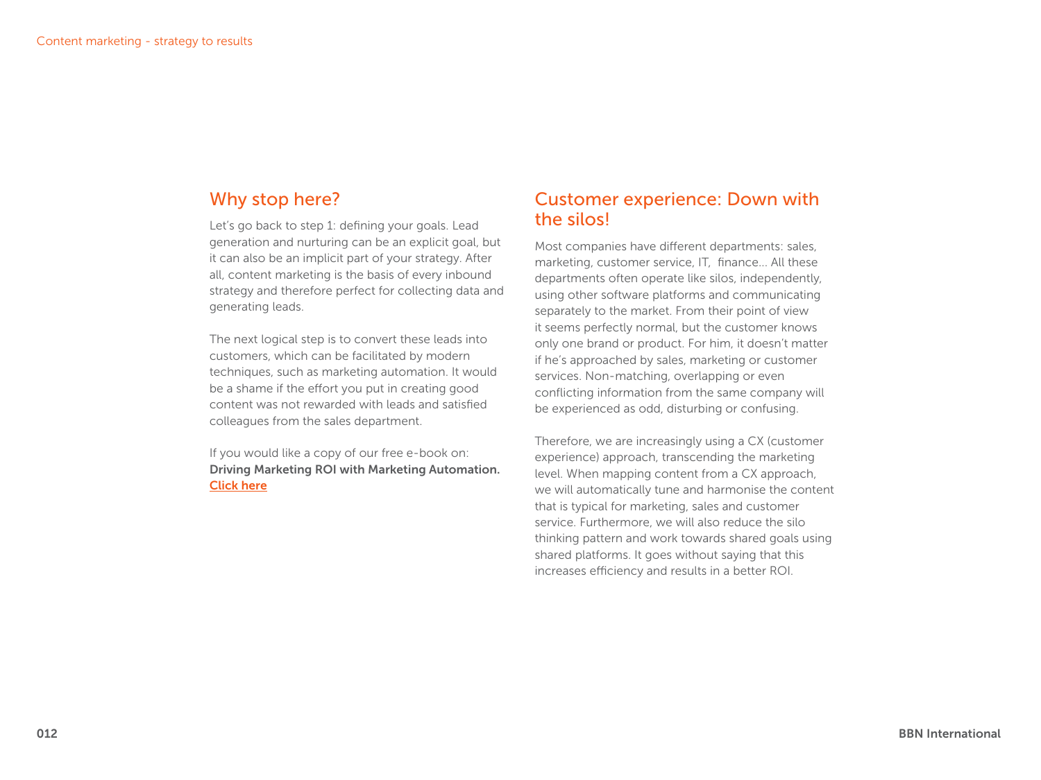## Why stop here?

Let's go back to step 1: defining your goals. Lead generation and nurturing can be an explicit goal, but it can also be an implicit part of your strategy. After all, content marketing is the basis of every inbound strategy and therefore perfect for collecting data and generating leads.

The next logical step is to convert these leads into customers, which can be facilitated by modern techniques, such as marketing automation. It would be a shame if the effort you put in creating good content was not rewarded with leads and satisfied colleagues from the sales department.

If you would like a copy of our free e-book on:
**Driving Marketing ROI with Marketing Automation.**
**Click here**

## Customer experience: Down with the silos!

Most companies have different departments: sales, marketing, customer service, IT, finance... All these departments often operate like silos, independently, using other software platforms and communicating separately to the market. From their point of view it seems perfectly normal, but the customer knows only one brand or product. For him, it doesn't matter if he's approached by sales, marketing or customer services. Non-matching, overlapping or even conflicting information from the same company will be experienced as odd, disturbing or confusing.

Therefore, we are increasingly using a CX (customer experience) approach, transcending the marketing level. When mapping content from a CX approach, we will automatically tune and harmonise the content that is typical for marketing, sales and customer service. Furthermore, we will also reduce the silo thinking pattern and work towards shared goals using shared platforms. It goes without saying that this increases efficiency and results in a better ROI.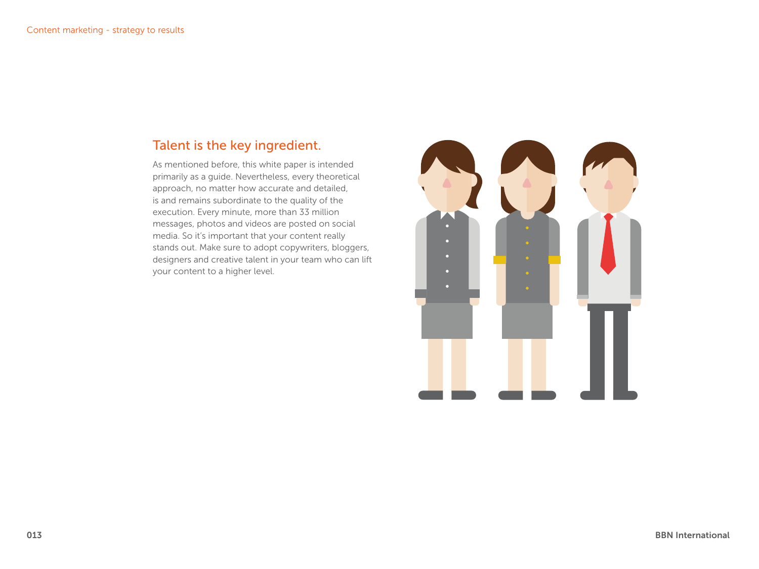## Talent is the key ingredient.

As mentioned before, this white paper is intended primarily as a guide. Nevertheless, every theoretical approach, no matter how accurate and detailed, is and remains subordinate to the quality of the execution. Every minute, more than 33 million messages, photos and videos are posted on social media. So it's important that your content really stands out. Make sure to adopt copywriters, bloggers, designers and creative talent in your team who can lift your content to a higher level.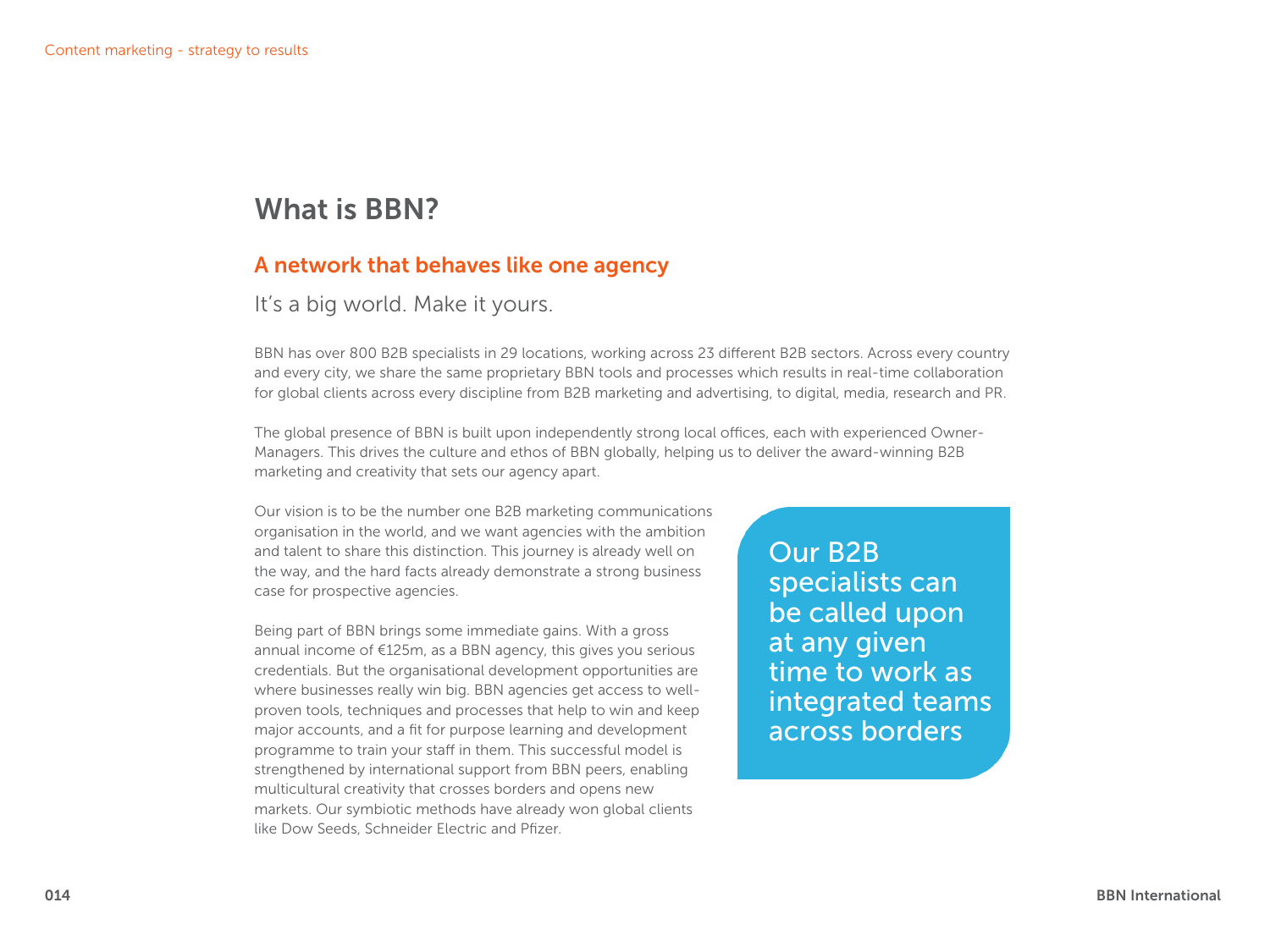# What is BBN?

## A network that behaves like one agency

It's a big world. Make it yours.

BBN has over 800 B2B specialists in 29 locations, working across 23 different B2B sectors. Across every country and every city, we share the same proprietary BBN tools and processes which results in real-time collaboration for global clients across every discipline from B2B marketing and advertising, to digital, media, research and PR.

The global presence of BBN is built upon independently strong local offices, each with experienced Owner-Managers. This drives the culture and ethos of BBN globally, helping us to deliver the award-winning B2B marketing and creativity that sets our agency apart.

Our vision is to be the number one B2B marketing communications organisation in the world, and we want agencies with the ambition and talent to share this distinction. This journey is already well on the way, and the hard facts already demonstrate a strong business case for prospective agencies.

Being part of BBN brings some immediate gains. With a gross annual income of €125m, as a BBN agency, this gives you serious credentials. But the organisational development opportunities are where businesses really win big. BBN agencies get access to well-proven tools, techniques and processes that help to win and keep major accounts, and a fit for purpose learning and development programme to train your staff in them. This successful model is strengthened by international support from BBN peers, enabling multicultural creativity that crosses borders and opens new markets. Our symbiotic methods have already won global clients like Dow Seeds, Schneider Electric and Pfizer.

> Our B2B specialists can be called upon at any given time to work as integrated teams across borders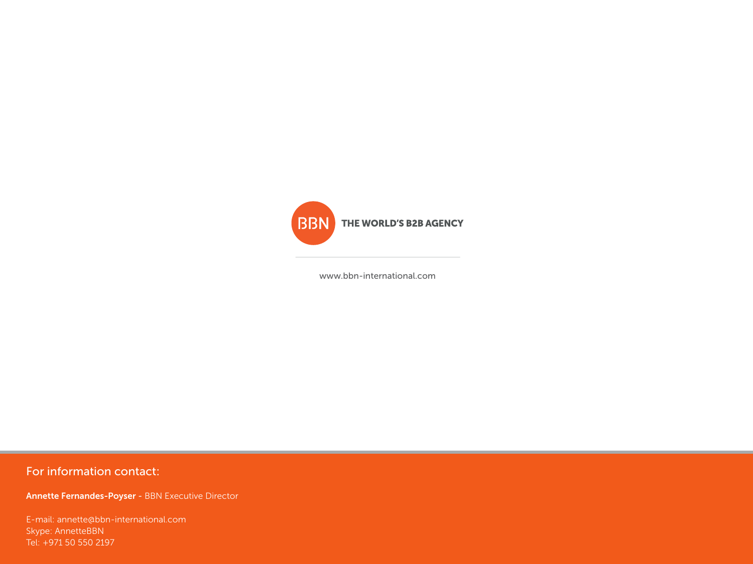BBN THE WORLD'S B2B AGENCY

www.bbn-international.com

For information contact:

**Annette Fernandes-Poyser** - BBN Executive Director

E-mail: annette@bbn-international.com
Skype: AnnetteBBN
Tel: +971 50 550 2197